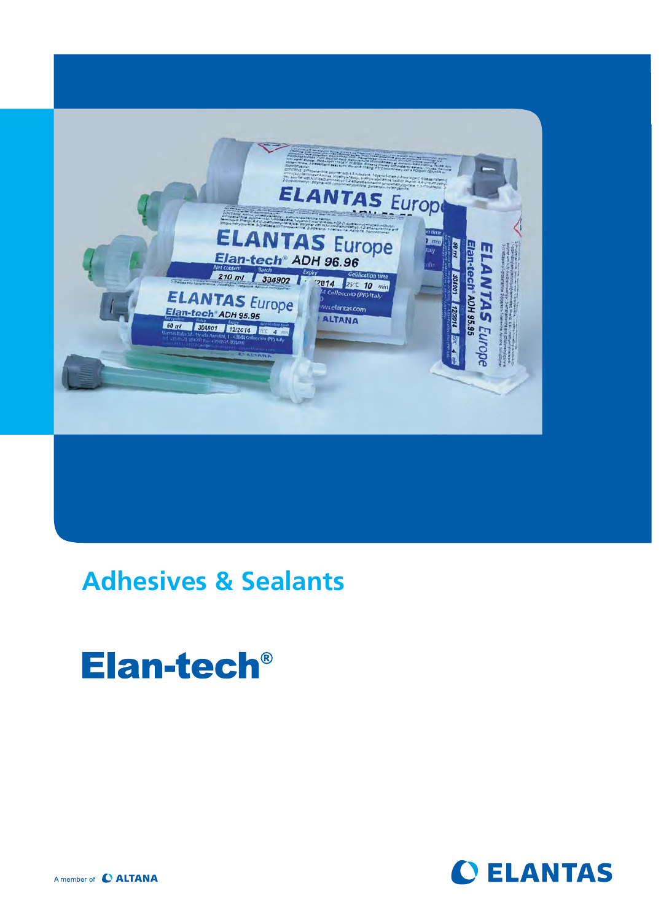# Adhesives & Sealants

## Elan-tech®

A member of ALTANA

ELANTAS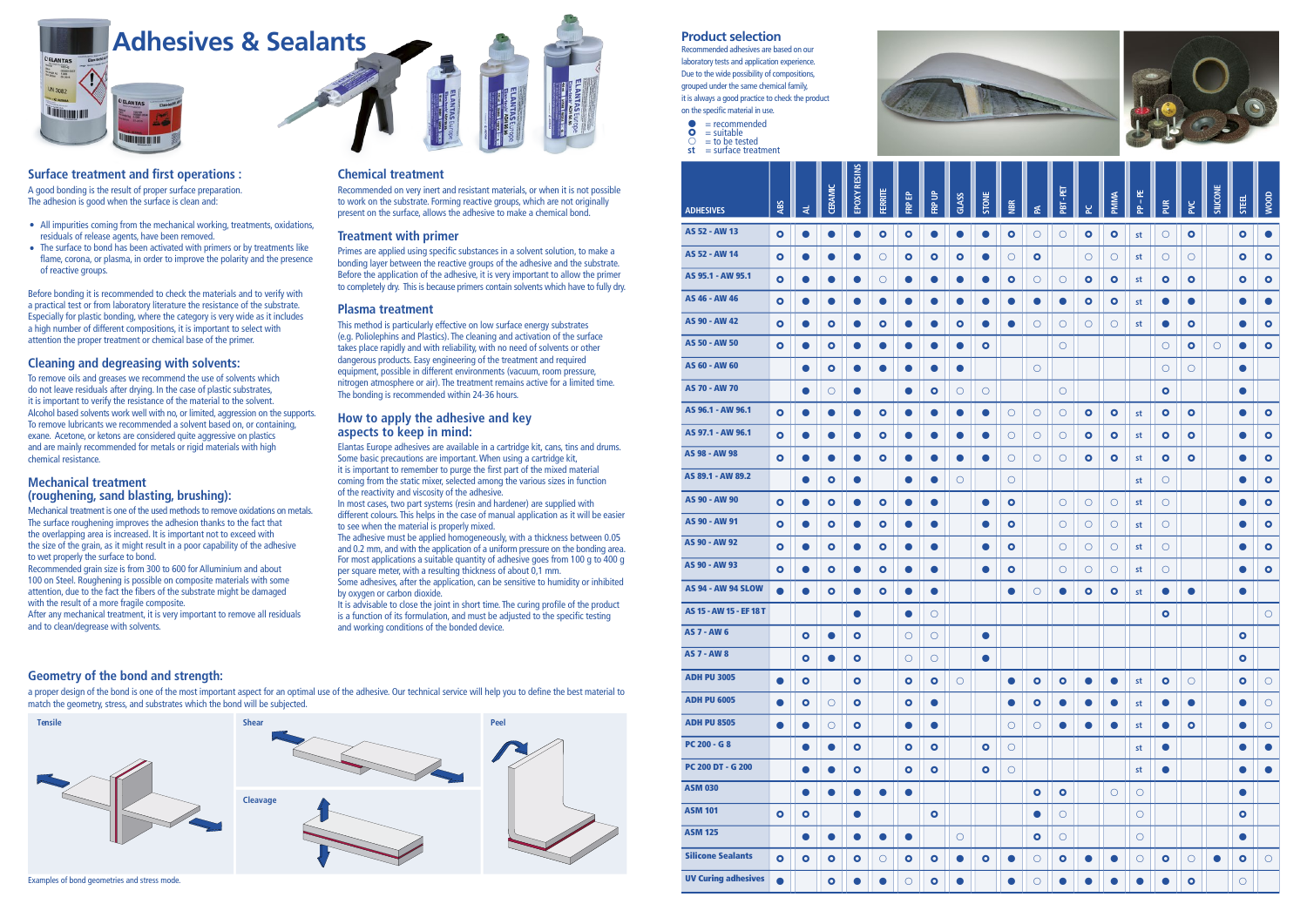# Adhesives & Sealants

## Surface treatment and first operations :

A good bonding is the result of proper surface preparation.
The adhesion is good when the surface is clean and:

- All impurities coming from the mechanical working, treatments, oxidations, residuals of release agents, have been removed.
- The surface to bond has been activated with primers or by treatments like flame, corona, or plasma, in order to improve the polarity and the presence of reactive groups.

Before bonding it is recommended to check the materials and to verify with a practical test or from laboratory literature the resistance of the substrate. Especially for plastic bonding, where the category is very wide as it includes a high number of different compositions, it is important to select with attention the proper treatment or chemical base of the primer.

## Cleaning and degreasing with solvents:

To remove oils and greases we recommend the use of solvents which do not leave residuals after drying. In the case of plastic substrates, it is important to verify the resistance of the material to the solvent. Alcohol based solvents work well with no, or limited, aggression on the supports. To remove lubricants we recommended a solvent based on, or containing, exane. Acetone, or ketons are considered quite aggressive on plastics and are mainly recommended for metals or rigid materials with high chemical resistance.

## Mechanical treatment (roughening, sand blasting, brushing):

Mechanical treatment is one of the used methods to remove oxidations on metals. The surface roughening improves the adhesion thanks to the fact that the overlapping area is increased. It is important not to exceed with the size of the grain, as it might result in a poor capability of the adhesive to wet properly the surface to bond.
Recommended grain size is from 300 to 600 for Alluminium and about 100 on Steel. Roughening is possible on composite materials with some attention, due to the fact the fibers of the substrate might be damaged with the result of a more fragile composite.
After any mechanical treatment, it is very important to remove all residuals and to clean/degreasy with solvents.

## Chemical treatment

Recommended on very inert and resistant materials, or when it is not possible to work on the substrate. Forming reactive groups, which are not originally present on the surface, allows the adhesive to make a chemical bond.

## Treatment with primer

Primes are applied using specific substances in a solvent solution, to make a bonding layer between the reactive groups of the adhesive and the substrate. Before the application of the adhesive, it is very important to allow the primer to completely dry. This is because primers contain solvents which have to fully dry.

## Plasma treatment

This method is particularly effective on low surface energy substrates (e.g. Poliolephins and Plastics). The cleaning and activation of the surface takes place rapidly and with reliability, with no need of solvents or other dangerous products. Easy engineering of the treatment and required equipment, possible in different environments (vacuum, room pressure, nitrogen atmosphere or air). The treatment remains active for a limited time. The bonding is recommended within 24-36 hours.

## How to apply the adhesive and key aspects to keep in mind:

Elantas Europe adhesives are available in a cartridge kit, cans, tins and drums. Some basic precautions are important. When using a cartridge kit, it is important to remember to purge the first part of the mixed material coming from the static mixer, selected among the various sizes in function of the reactivity and viscosity of the adhesive.
In most cases, two part systems (resin and hardener) are supplied with different colours. This helps in the case of manual application as it will be easier to see when the material is properly mixed.
The adhesive must be applied homogeneously, with a thickness between 0.05 and 0.2 mm, and with the application of a uniform pressure on the bonding area. For most applications a suitable quantity of adhesive goes from 100 g to 400 g per square meter, with a resulting thickness of about 0,1 mm.
Some adhesives, after the application, can be sensitive to humidity or inhibited by oxygen or carbon dioxide.
It is advisable to close the joint in short time. The curing profile of the product is a function of its formulation, and must be adjusted to the specific testing and working conditions of the bonded device.

## Geometry of the bond and strength:

a proper design of the bond is one of the most important aspect for an optimal use of the adhesive. Our technical service will help you to define the best material to match the geometry, stress, and substrates which the bond will be subjected.

Tensile — Shear — Peel — Cleavage

Examples of bond geometries and stress mode.

## Product selection

Recommended adhesives are based on our laboratory tests and application experience. Due to the wide possibility of compositions, grouped under the same chemical family, it is always a good practice to check the product on the specific material in use.

- ● = recommended
- O = suitable
- ○ = to be tested
- st = surface treatment

| ADHESIVES | ABS | AL | CERAMIC | EPOXY RESINS | FERRITE | FRP EP | FRP UP | GLASS | STONE | NBR | PA | PBT - PET | PC | PMMA | PP - PE | PUR | PVC | SILICONE | STEEL | WOOD |
|---|---|---|---|---|---|---|---|---|---|---|---|---|---|---|---|---|---|---|---|---|
| AS 52 - AW 13 | O | ● | ● | ● | O | O | ● | ● | ● | O | ○ | ○ | O | O | st | ○ | O | | O | ● |
| AS 52 - AW 14 | O | ● | ● | ● | ○ | O | O | O | ● | ○ | O | | ○ | ○ | st | ○ | ○ | | O | O |
| AS 95.1 - AW 95.1 | O | ● | ● | ● | ○ | ● | ● | ● | ● | O | ○ | ○ | O | O | st | O | O | | O | O |
| AS 46 - AW 46 | O | ● | ● | ● | ● | ● | ● | ● | ● | ● | ● | ● | O | O | st | ● | ● | | ● | ● |
| AS 90 - AW 42 | O | ● | O | ● | O | ● | ● | O | ● | ● | ○ | ○ | ○ | ○ | st | ● | O | | ● | O |
| AS 50 - AW 50 | O | ● | O | ● | ● | ● | ● | ● | O | | | ○ | | | | ○ | O | ○ | ● | O |
| AS 60 - AW 60 | | ● | O | ● | ● | ● | ● | ● | | | ○ | | | | | ○ | ○ | | ● | |
| AS 70 - AW 70 | | ● | ○ | ● | | ● | O | ○ | ○ | | | ○ | | | | O | | | ● | |
| AS 96.1 - AW 96.1 | O | ● | ● | ● | O | ● | ● | ● | ● | ○ | ○ | ○ | O | O | st | O | O | | ● | O |
| AS 97.1 - AW 96.1 | O | ● | ● | ● | O | ● | ● | ● | ● | ○ | ○ | ○ | O | O | st | O | O | | ● | O |
| AS 98 - AW 98 | O | ● | ● | ● | O | ● | ● | ● | ● | ○ | ○ | ○ | O | O | st | O | O | | ● | O |
| AS 89.1 - AW 89.2 | | ● | O | ● | | ● | ● | ○ | | ○ | | | | | st | ○ | | | ● | O |
| AS 90 - AW 90 | O | ● | O | ● | O | ● | ● | | ● | O | | ○ | ○ | ○ | st | ○ | | | ● | O |
| AS 90 - AW 91 | O | ● | O | ● | O | ● | ● | | ● | O | | ○ | ○ | ○ | st | ○ | | | ● | O |
| AS 90 - AW 92 | O | ● | O | ● | O | ● | ● | | ● | O | | ○ | ○ | ○ | st | ○ | | | ● | O |
| AS 90 - AW 93 | O | ● | O | ● | O | ● | ● | | ● | O | | ○ | ○ | ○ | st | ○ | | | ● | O |
| AS 94 - AW 94 SLOW | ● | ● | O | ● | O | ● | ● | | | ● | ○ | ● | O | O | st | ● | ● | | ● | |
| AS 15 - AW 15 - EF 18 T | | | | ● | | ● | ○ | | | | | | | | | O | | | | ○ |
| AS 7 - AW 6 | | O | ● | O | | ○ | ○ | | ● | | | | | | | | | | O | |
| AS 7 - AW 8 | | O | ● | O | | ○ | ○ | | ● | | | | | | | | | | O | |
| ADH PU 3005 | ● | O | | O | | O | O | ○ | | ● | O | O | ● | ● | st | O | ○ | | O | ○ |
| ADH PU 6005 | ● | O | ○ | O | | O | ● | | | ● | O | ● | ● | ● | st | ● | ● | | ● | ○ |
| ADH PU 8505 | ● | ● | ○ | O | | ● | ● | | | ○ | ○ | ● | ● | ● | st | ● | O | | ● | ○ |
| PC 200 - G 8 | | ● | ● | O | | O | O | | O | ○ | | | | | st | ● | | | ● | ● |
| PC 200 DT - G 200 | | ● | ● | O | | O | O | | O | ○ | | | | | st | ● | | | ● | ● |
| ASM 030 | | ● | ● | ● | ● | ● | | | | | O | O | | ○ | ○ | | | | ● | |
| ASM 101 | O | O | | ● | | | O | | | | ● | ○ | | | ○ | | | | O | |
| ASM 125 | | ● | ● | ● | ● | ● | | ○ | | | O | ○ | | | ○ | | | | ● | |
| Silicone Sealants | O | O | O | O | ○ | O | O | ● | O | ● | ○ | O | ● | ● | ○ | O | ○ | ● | O | ○ |
| UV Curing adhesives | ● | | O | ● | ● | ○ | O | ● | | ● | ○ | ● | ● | ● | ● | ● | O | | ○ | |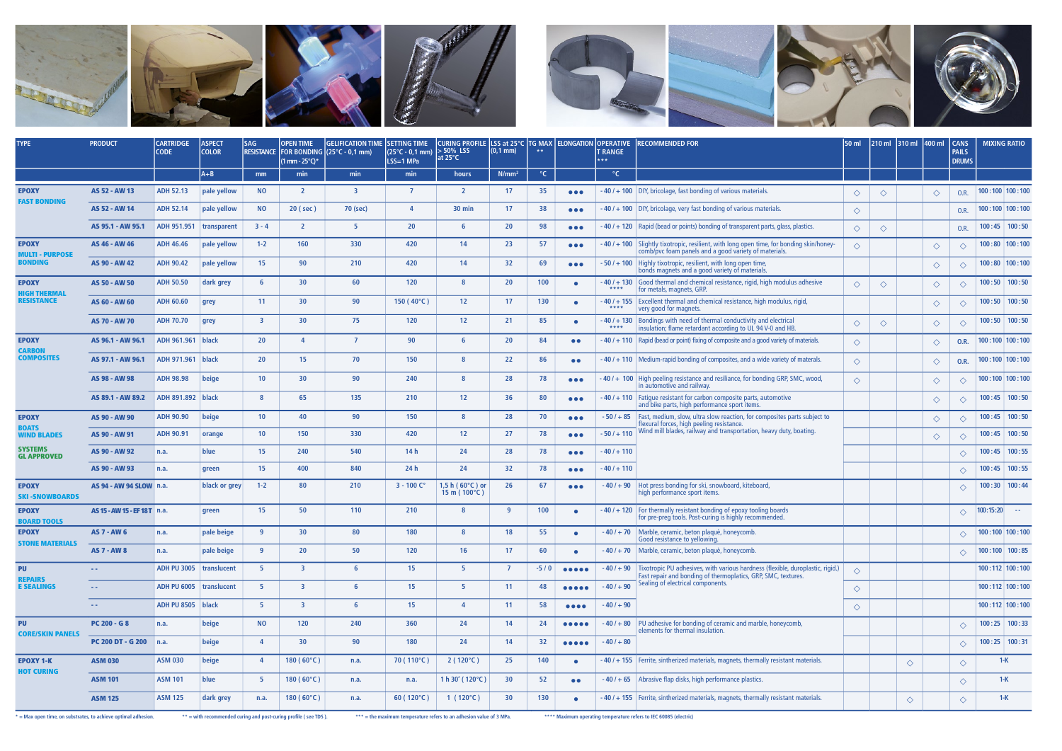| TYPE | PRODUCT | CARTRIDGE CODE | ASPECT COLOR | SAG RESISTANCE | OPEN TIME FOR BONDING (1 mm - 25°C)* | GELIFICATION TIME (25°C - 0,1 mm) | SETTING TIME (25°C - 0,1 mm) LSS=1 MPa | CURING PROFILE > 50% LSS at 25°C | LSS at 25°C (0,1 mm) | TG MAX ** | ELONGATION | OPERATIVE T RANGE *** | RECOMMENDED FOR | 50 ml | 210 ml | 310 ml | 400 ml | CANS PAILS DRUMS | MIXING RATIO | |
|---|---|---|---|---|---|---|---|---|---|---|---|---|---|---|---|---|---|---|---|---|
| | | | A+B | mm | min | min | min | hours | N/mm² | °C | | °C | | | | | | | | |
| **EPOXY** **FAST BONDING** | AS 52 - AW 13 | ADH 52.13 | pale yellow | NO | 2 | 3 | 7 | 2 | 17 | 35 | ●●● | - 40 / + 100 | DIY, bricolage, fast bonding of various materials. | ◇ | ◇ | | ◇ | O.R. | 100 : 100 | 100 : 100 |
| | AS 52 - AW 14 | ADH 52.14 | pale yellow | NO | 20 ( sec ) | 70 (sec) | 4 | 30 min | 17 | 38 | ●●● | - 40 / + 100 | DIY, bricolage, very fast bonding of various materials. | ◇ | | | | O.R. | 100 : 100 | 100 : 100 |
| | AS 95.1 - AW 95.1 | ADH 951.951 | transparent | 3 - 4 | 2 | 5 | 20 | 6 | 20 | 98 | ●●● | - 40 / + 120 | Rapid (bead or points) bonding of transparent parts, glass, plastics. | ◇ | ◇ | | | O.R. | 100 : 45 | 100 : 50 |
| **EPOXY** **MULTI - PURPOSE BONDING** | AS 46 - AW 46 | ADH 46.46 | pale yellow | 1-2 | 160 | 330 | 420 | 14 | 23 | 57 | ●●● | - 40 / + 100 | Slightly tixotropic, resilient, with long open time, for bonding skin/honey-comb/pvc foam panels and a good variety of materials. | ◇ | | | ◇ | ◇ | 100 : 80 | 100 : 100 |
| | AS 90 - AW 42 | ADH 90.42 | pale yellow | 15 | 90 | 210 | 420 | 14 | 32 | 69 | ●●● | - 50 / + 100 | Highly tixotropic, resilient, with long open time, bonds magnets and a good variety of materials. | | | | ◇ | ◇ | 100 : 80 | 100 : 100 |
| **EPOXY** **HIGH THERMAL RESISTANCE** | AS 50 - AW 50 | ADH 50.50 | dark grey | 6 | 30 | 60 | 120 | 8 | 20 | 100 | ● | - 40 / + 130 **** | Good thermal and chemical resistance, rigid, high modulus adhesive for metals, magnets, GRP. | ◇ | ◇ | | ◇ | ◇ | 100 : 50 | 100 : 50 |
| | AS 60 - AW 60 | ADH 60.60 | grey | 11 | 30 | 90 | 150 ( 40°C ) | 12 | 17 | 130 | ● | - 40 / + 155 **** | Excellent thermal and chemical resistance, high modulus, rigid, very good for magnets. | | | | ◇ | ◇ | 100 : 50 | 100 : 50 |
| | AS 70 - AW 70 | ADH 70.70 | grey | 3 | 30 | 75 | 120 | 12 | 21 | 85 | ● | - 40 / + 130 **** | Bondings with need of thermal conductivity and electrical insulation; flame retardant according to UL 94 V-0 and HB. | ◇ | ◇ | | ◇ | ◇ | 100 : 50 | 100 : 50 |
| **EPOXY** **CARBON COMPOSITES** | AS 96.1 - AW 96.1 | ADH 961.961 | black | 20 | 4 | 7 | 90 | 6 | 20 | 84 | ●● | - 40 / + 110 | Rapid (bead or point) fixing of composite and a good variety of materials. | ◇ | | | ◇ | O.R. | 100 : 100 | 100 : 100 |
| | AS 97.1 - AW 96.1 | ADH 971.961 | black | 20 | 15 | 70 | 150 | 8 | 22 | 86 | ●● | - 40 / + 110 | Medium-rapid bonding of composites, and a wide variety of materials. | ◇ | | | ◇ | O.R. | 100 : 100 | 100 : 100 |
| | AS 98 - AW 98 | ADH 98.98 | beige | 10 | 30 | 90 | 240 | 8 | 28 | 78 | ●●● | - 40 / + 110 | High peeling resistance and resilience, for bonding GRP, SMC, wood, in automotive and railway. | ◇ | | | ◇ | ◇ | 100 : 100 | 100 : 100 |
| | AS 89.1 - AW 89.2 | ADH 891.892 | black | 8 | 65 | 135 | 210 | 12 | 36 | 80 | ●●● | - 40 / + 110 | Fatigue resistant for carbon composite parts, automotive and bike parts, high performance sport items. | | | | ◇ | ◇ | 100 : 45 | 100 : 50 |
| **EPOXY** **BOATS WIND BLADES** **SYSTEMS GL APPROVED** | AS 90 - AW 90 | ADH 90.90 | beige | 10 | 40 | 90 | 150 | 8 | 28 | 70 | ●●● | - 50 / + 85 | Fast, medium, slow, ultra slow reaction, for composites parts subject to flexural forces, high peeling resistance. Wind mill blades, railway and transportation, heavy duty, boating. | | | | ◇ | ◇ | 100 : 45 | 100 : 50 |
| | AS 90 - AW 91 | ADH 90.91 | orange | 10 | 150 | 330 | 420 | 12 | 27 | 78 | ●●● | - 50 / + 110 | | | | | ◇ | ◇ | 100 : 45 | 100 : 50 |
| | AS 90 - AW 92 | n.a. | blue | 15 | 240 | 540 | 14 h | 24 | 28 | 78 | ●●● | - 40 / + 110 | | | | | | ◇ | 100 : 45 | 100 : 55 |
| | AS 90 - AW 93 | n.a. | green | 15 | 400 | 840 | 24 h | 24 | 32 | 78 | ●●● | - 40 / + 110 | | | | | | ◇ | 100 : 45 | 100 : 55 |
| **EPOXY** **SKI -SNOWBOARDS** | AS 94 - AW 94 SLOW | n.a. | black or grey | 1-2 | 80 | 210 | 3 - 100 C° | 1,5 h ( 60°C ) or 15 m ( 100°C ) | 26 | 67 | ●●● | - 40 / + 90 | Hot press bonding for ski, snowboard, kiteboard, high performance sport items. | | | | | ◇ | 100 : 30 | 100 : 44 |
| **EPOXY** **BOARD TOOLS** | AS 15 - AW 15 - EF 18T | n.a. | green | 15 | 50 | 110 | 210 | 8 | 9 | 100 | ● | - 40 / + 120 | For thermally resistant bonding of epoxy tooling boards for pre-preg tools. Post-curing is highly recommended. | | | | | ◇ | 100:15:20 | - - |
| **EPOXY** **STONE MATERIALS** | AS 7 - AW 6 | n.a. | pale beige | 9 | 30 | 80 | 180 | 8 | 18 | 55 | ● | - 40 / + 70 | Marble, ceramic, beton plaquè, honeycomb. Good resistance to yellowing. | | | | | ◇ | 100 : 100 | 100 : 100 |
| | AS 7 - AW 8 | n.a. | pale beige | 9 | 20 | 50 | 120 | 16 | 17 | 60 | ● | - 40 / + 70 | Marble, ceramic, beton plaquè, honeycomb. | | | | | ◇ | 100 : 100 | 100 : 85 |
| **PU** **REPAIRS E SEALINGS** | - - | ADH PU 3005 | translucent | 5 | 3 | 6 | 15 | 5 | 7 | -5 / 0 | ●●●●● | - 40 / + 90 | Tixotropic PU adhesives, with various hardness (flexible, duroplastic, rigid.) Fast repair and bonding of thermoplastics, GRP, SMC, textures. Sealing of electrical components. | ◇ | | | | | 100 : 112 | 100 : 100 |
| | - - | ADH PU 6005 | translucent | 5 | 3 | 6 | 15 | 5 | 11 | 48 | ●●●●● | - 40 / + 90 | | ◇ | | | | | 100 : 112 | 100 : 100 |
| | - - | ADH PU 8505 | black | 5 | 3 | 6 | 15 | 4 | 11 | 58 | ●●●● | - 40 / + 90 | | ◇ | | | | | 100 : 112 | 100 : 100 |
| **PU** **CORE/SKIN PANELS** | PC 200 - G 8 | n.a. | beige | NO | 120 | 240 | 360 | 24 | 14 | 24 | ●●●●● | - 40 / + 80 | PU adhesive for bonding of ceramic and marble, honeycomb, elements for thermal insulation. | | | | | ◇ | 100 : 25 | 100 : 33 |
| | PC 200 DT - G 200 | n.a. | beige | 4 | 30 | 90 | 180 | 24 | 14 | 32 | ●●●●● | - 40 / + 80 | | | | | | ◇ | 100 : 25 | 100 : 31 |
| **EPOXY 1-K** **HOT CURING** | ASM 030 | ASM 030 | beige | 4 | 180 ( 60°C ) | n.a. | 70 ( 110°C ) | 2 ( 120°C ) | 25 | 140 | ● | - 40 / + 155 | Ferrite, sintherized materials, magnets, thermally resistant materials. | | | ◇ | | ◇ | 1-K | |
| | ASM 101 | ASM 101 | blue | 5 | 180 ( 60°C ) | n.a. | n.a. | 1 h 30' ( 120°C ) | 30 | 52 | ●● | - 40 / + 65 | Abrasive flap disks, high performance plastics. | | | | | ◇ | 1-K | |
| | ASM 125 | ASM 125 | dark grey | n.a. | 180 ( 60°C ) | n.a. | 60 ( 120°C ) | 1 ( 120°C ) | 30 | 130 | ● | - 40 / + 155 | Ferrite, sintherized materials, magnets, thermally resistant materials. | | | ◇ | | ◇ | 1-K | |

\* = Max open time, on substrates, to achieve optimal adhesion. ** = with recommended curing and post-curing profile ( see TDS ). *** = the maximum temperature refers to an adhesion value of 3 MPa. **** Maximum operating temperature refers to IEC 60085 (electric)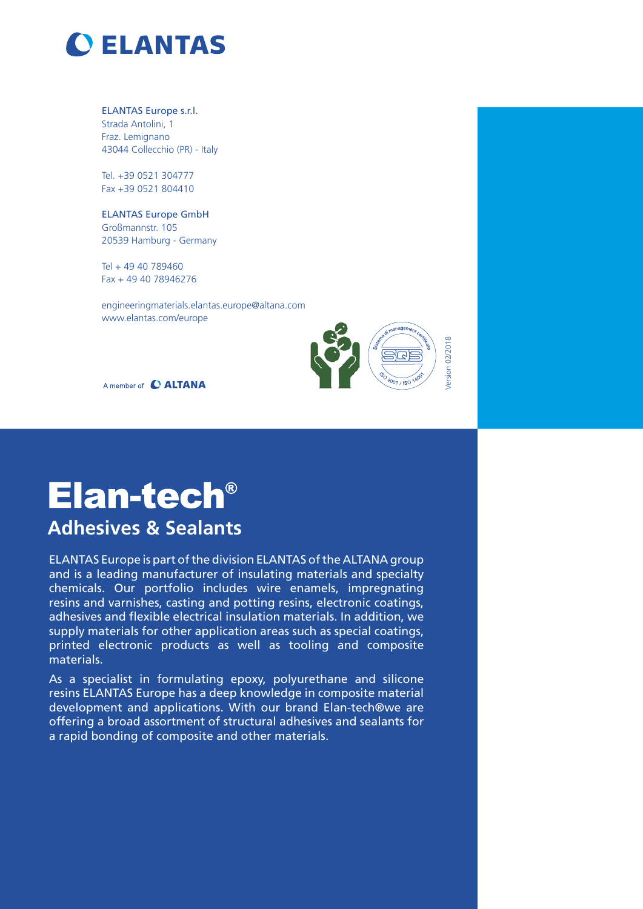ELANTAS

ELANTAS Europe s.r.l.
Strada Antolini, 1
Fraz. Lemignano
43044 Collecchio (PR) - Italy

Tel. +39 0521 304777
Fax +39 0521 804410

ELANTAS Europe GmbH
Großmannstr. 105
20539 Hamburg - Germany

Tel + 49 40 789460
Fax + 49 40 78946276

engineeringmaterials.elantas.europe@altana.com
www.elantas.com/europe

A member of ALTANA

Sistema di management certificato
SQS
ISO 9001 / ISO 14001

Version 02/2018

# Elan-tech®

## Adhesives & Sealants

ELANTAS Europe is part of the division ELANTAS of the ALTANA group and is a leading manufacturer of insulating materials and specialty chemicals. Our portfolio includes wire enamels, impregnating resins and varnishes, casting and potting resins, electronic coatings, adhesives and flexible electrical insulation materials. In addition, we supply materials for other application areas such as special coatings, printed electronic products as well as tooling and composite materials.

As a specialist in formulating epoxy, polyurethane and silicone resins ELANTAS Europe has a deep knowledge in composite material development and applications. With our brand Elan-tech®we are offering a broad assortment of structural adhesives and sealants for a rapid bonding of composite and other materials.